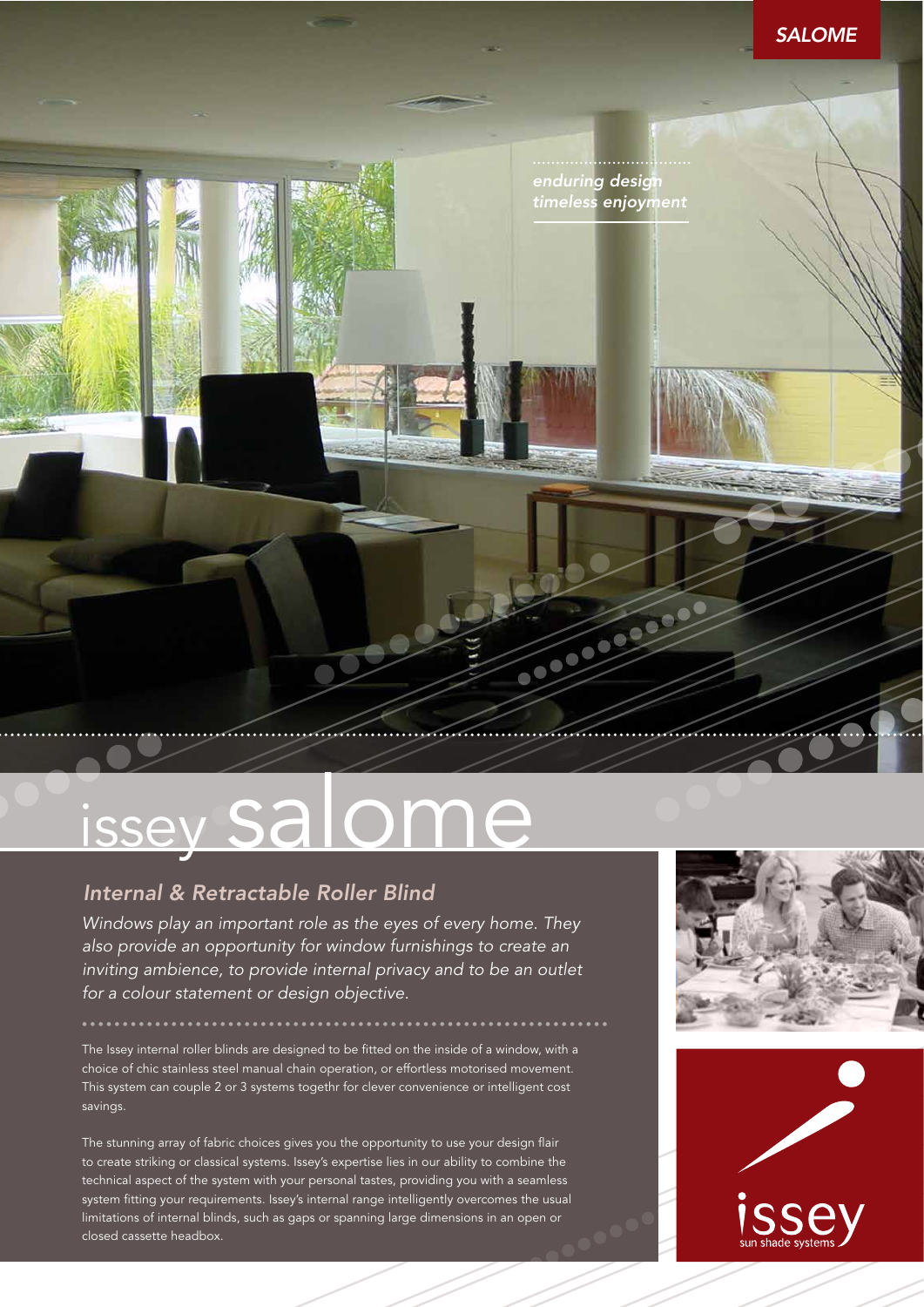SALOME

*enduring design*
*timeless enjoyment*

# issey salome

## *Internal & Retractable Roller Blind*

*Windows play an important role as the eyes of every home. They also provide an opportunity for window furnishings to create an inviting ambience, to provide internal privacy and to be an outlet for a colour statement or design objective.*

The Issey internal roller blinds are designed to be fitted on the inside of a window, with a choice of chic stainless steel manual chain operation, or effortless motorised movement. This system can couple 2 or 3 systems togethr for clever convenience or intelligent cost savings.

The stunning array of fabric choices gives you the opportunity to use your design flair to create striking or classical systems. Issey's expertise lies in our ability to combine the technical aspect of the system with your personal tastes, providing you with a seamless system fitting your requirements. Issey's internal range intelligently overcomes the usual limitations of internal blinds, such as gaps or spanning large dimensions in an open or closed cassette headbox.

issey
sun shade systems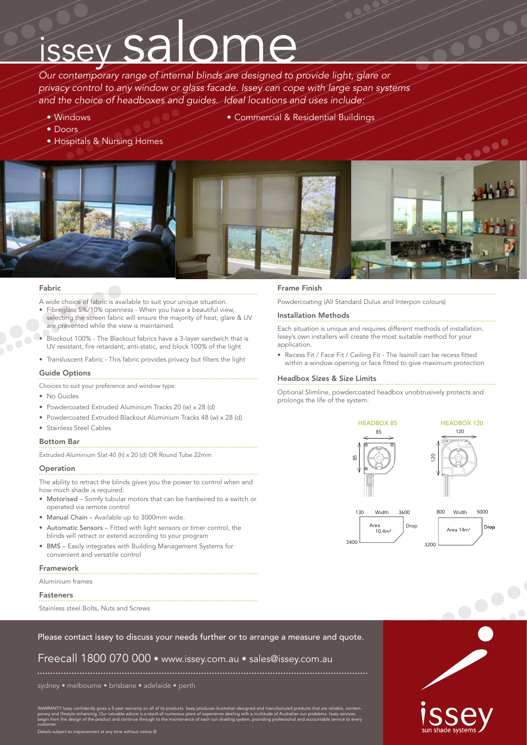# issey salome

*Our contemporary range of internal blinds are designed to provide light, glare or privacy control to any window or glass facade. Issey can cope with large span systems and the choice of headboxes and guides. Ideal locations and uses include:*

- Windows
- Doors
- Hospitals & Nursing Homes
- Commercial & Residential Buildings

### Fabric

A wide choice of fabric is available to suit your unique situation.

- Fibreglass 5%/10% openness - When you have a beautiful view, selecting the screen fabric will ensure the majority of heat, glare & UV are prevented while the view is maintained.
- Blockout 100% - The Blackout fabrics have a 3-layer sandwich that is UV resistant, fire retardant, anti-static, and block 100% of the light
- Transluscent Fabric - This fabric provides privacy but filters the light

### Guide Options

Choices to suit your preference and window type:

- No Guides
- Powdercoated Extruded Aluminium Tracks 20 (w) x 28 (d)
- Powdercoated Extruded Blackout Aluminium Tracks 48 (w) x 28 (d)
- Stainless Steel Cables

### Bottom Bar

Extruded Aluminium Slat 40 (h) x 20 (d) OR Round Tube 22mm

### Operation

The ability to retract the blinds gives you the power to control when and how much shade is required:

- Motorised – Somfy tubular motors that can be hardwired to a switch or operated via remote control
- Manual Chain – Available up to 3000mm wide.
- Automatic Sensors – Fitted with light sensors or timer control, the blinds will retract or extend according to your program
- BMS – Easily integrates with Building Management Systems for convenient and versatile control

### Framework

Aluminium frames

### Fasteners

Stainless steel Bolts, Nuts and Screws

### Frame Finish

Powdercoating (All Standard Dulux and Interpon colours)

### Installation Methods

Each situation is unique and requires different methods of installation. Issey's own installers will create the most suitable method for your application.

- Recess Fit / Face Fit / Ceiling Fit - The Issiroll can be recess fitted within a window opening or face fitted to give maximum protection

### Headbox Sizes & Size Limits

Optional Slimline, powdercoated headbox unobtrusively protects and prolongs the life of the system.

HEADBOX 85
85
85
130 Width 3600
Area 10.4m²
Drop
3400

HEADBOX 120
120
120
800 Width 5000
Area 14m²
Drop
3200

Please contact issey to discuss your needs further or to arrange a measure and quote.

Freecall 1800 070 000 • www.issey.com.au • sales@issey.com.au

sydney • melbourne • brisbane • adelaide • perth

WARRANTY Issey confidently gives a 5-year warranty on all of its products. Issey produces Australian designed and manufactured products that are reliable, contemporary and lifestyle enhancing. Our valuable advice is a result of numerous years of experience dealing with a multitude of Australian sun problems. Issey services begin from the design of the product and continue through to the maintenance of each sun shading system, providing professional and accountable service to every customer.

Details subject to improvement at any time without notice ©

issey
sun shade systems